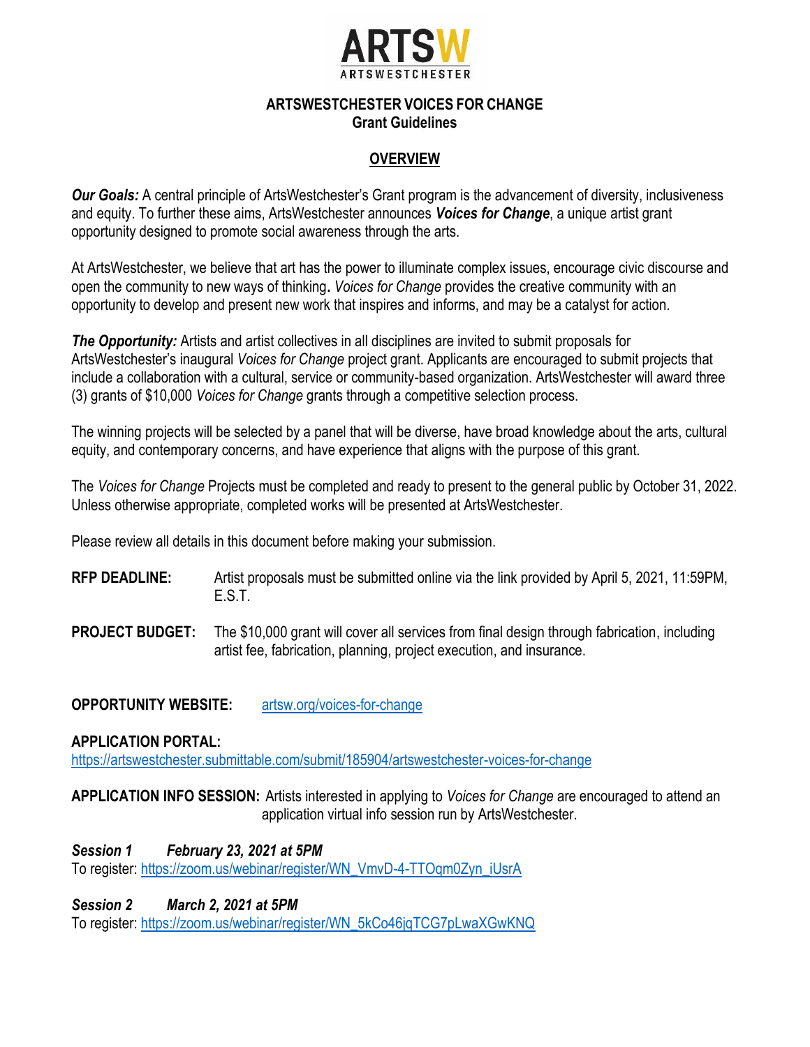ARTSW
ARTSWESTCHESTER

# ARTSWESTCHESTER VOICES FOR CHANGE
## Grant Guidelines

## OVERVIEW

***Our Goals:*** A central principle of ArtsWestchester's Grant program is the advancement of diversity, inclusiveness and equity. To further these aims, ArtsWestchester announces ***Voices for Change***, a unique artist grant opportunity designed to promote social awareness through the arts.

At ArtsWestchester, we believe that art has the power to illuminate complex issues, encourage civic discourse and open the community to new ways of thinking**.** *Voices for Change* provides the creative community with an opportunity to develop and present new work that inspires and informs, and may be a catalyst for action.

***The Opportunity:*** Artists and artist collectives in all disciplines are invited to submit proposals for ArtsWestchester's inaugural *Voices for Change* project grant. Applicants are encouraged to submit projects that include a collaboration with a cultural, service or community-based organization. ArtsWestchester will award three (3) grants of $10,000 *Voices for Change* grants through a competitive selection process.

The winning projects will be selected by a panel that will be diverse, have broad knowledge about the arts, cultural equity, and contemporary concerns, and have experience that aligns with the purpose of this grant.

The *Voices for Change* Projects must be completed and ready to present to the general public by October 31, 2022. Unless otherwise appropriate, completed works will be presented at ArtsWestchester.

Please review all details in this document before making your submission.

**RFP DEADLINE:** Artist proposals must be submitted online via the link provided by April 5, 2021, 11:59PM, E.S.T.

**PROJECT BUDGET:** The $10,000 grant will cover all services from final design through fabrication, including artist fee, fabrication, planning, project execution, and insurance.

**OPPORTUNITY WEBSITE:** artsw.org/voices-for-change

**APPLICATION PORTAL:**
https://artswestchester.submittable.com/submit/185904/artswestchester-voices-for-change

**APPLICATION INFO SESSION:** Artists interested in applying to *Voices for Change* are encouraged to attend an application virtual info session run by ArtsWestchester.

***Session 1 February 23, 2021 at 5PM***
To register: https://zoom.us/webinar/register/WN_VmvD-4-TTOqm0Zyn_iUsrA

***Session 2 March 2, 2021 at 5PM***
To register: https://zoom.us/webinar/register/WN_5kCo46jqTCG7pLwaXGwKNQ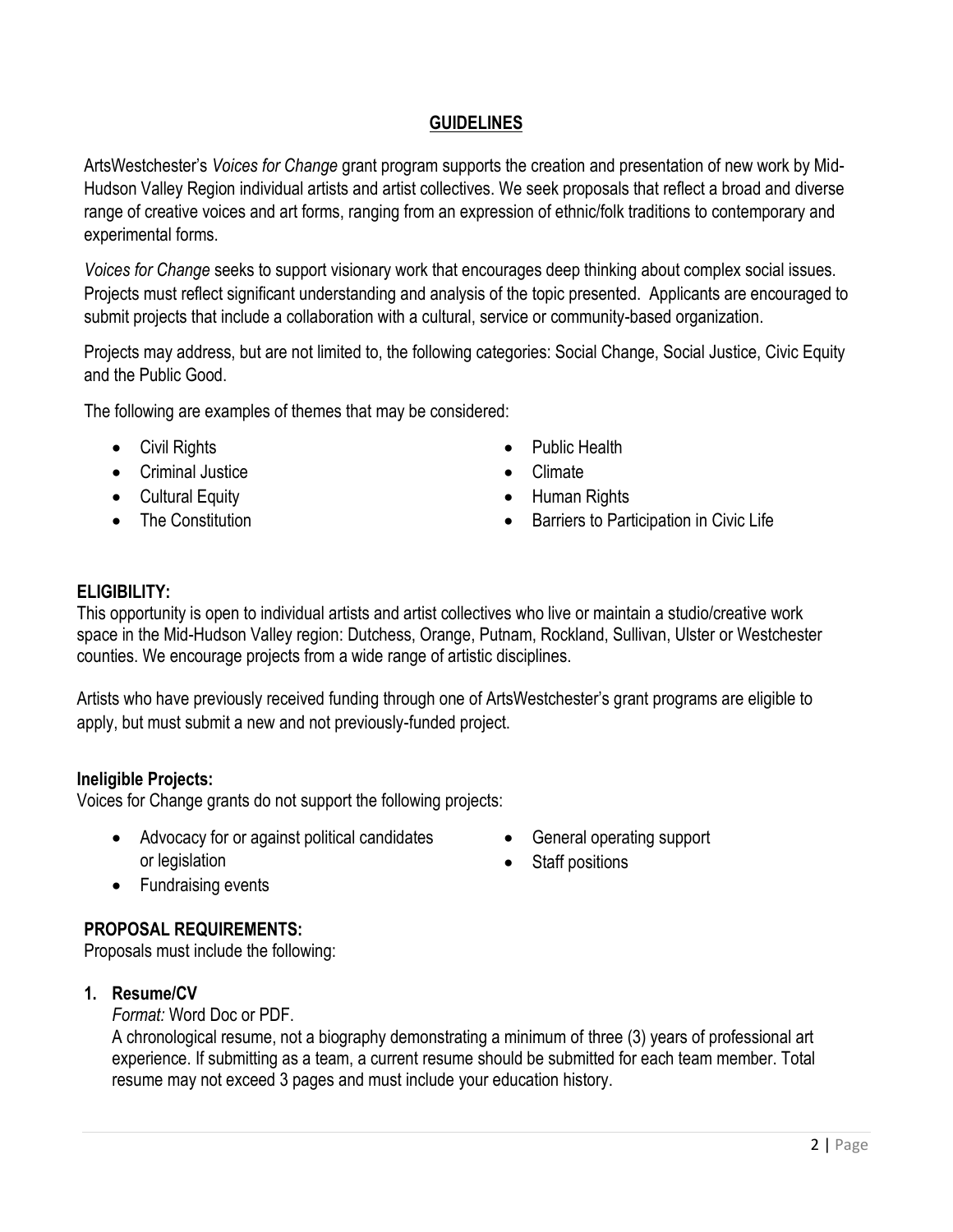## GUIDELINES

ArtsWestchester's *Voices for Change* grant program supports the creation and presentation of new work by Mid-Hudson Valley Region individual artists and artist collectives. We seek proposals that reflect a broad and diverse range of creative voices and art forms, ranging from an expression of ethnic/folk traditions to contemporary and experimental forms.

*Voices for Change* seeks to support visionary work that encourages deep thinking about complex social issues. Projects must reflect significant understanding and analysis of the topic presented. Applicants are encouraged to submit projects that include a collaboration with a cultural, service or community-based organization.

Projects may address, but are not limited to, the following categories: Social Change, Social Justice, Civic Equity and the Public Good.

The following are examples of themes that may be considered:

- Civil Rights
- Criminal Justice
- Cultural Equity
- The Constitution
- Public Health
- Climate
- Human Rights
- Barriers to Participation in Civic Life

### ELIGIBILITY:

This opportunity is open to individual artists and artist collectives who live or maintain a studio/creative work space in the Mid-Hudson Valley region: Dutchess, Orange, Putnam, Rockland, Sullivan, Ulster or Westchester counties. We encourage projects from a wide range of artistic disciplines.

Artists who have previously received funding through one of ArtsWestchester's grant programs are eligible to apply, but must submit a new and not previously-funded project.

### Ineligible Projects:

Voices for Change grants do not support the following projects:

- Advocacy for or against political candidates or legislation
- Fundraising events
- General operating support
- Staff positions

### PROPOSAL REQUIREMENTS:

Proposals must include the following:

1. **Resume/CV**
   *Format:* Word Doc or PDF.
   A chronological resume, not a biography demonstrating a minimum of three (3) years of professional art experience. If submitting as a team, a current resume should be submitted for each team member. Total resume may not exceed 3 pages and must include your education history.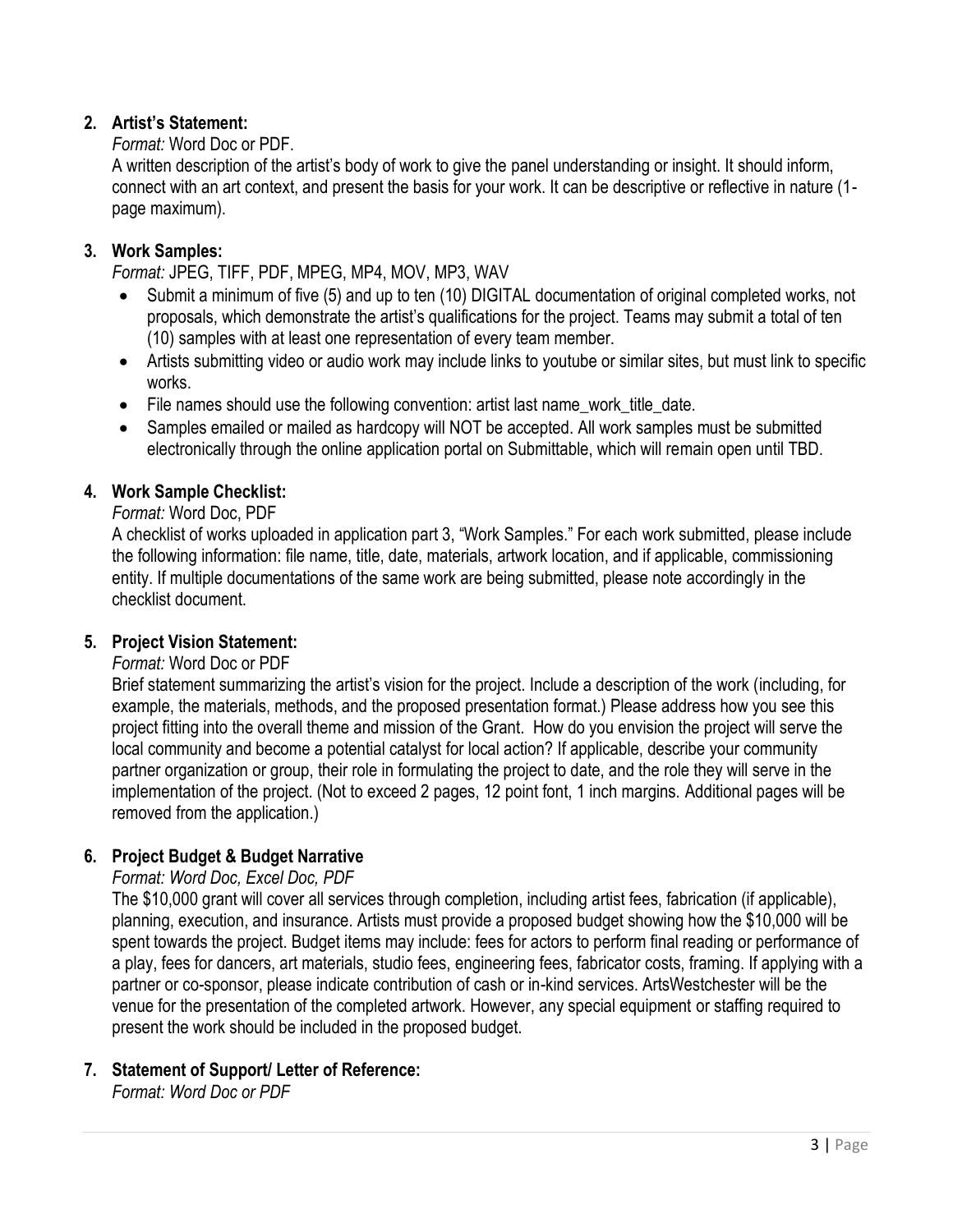2. **Artist's Statement:**

   *Format:* Word Doc or PDF.

   A written description of the artist's body of work to give the panel understanding or insight. It should inform, connect with an art context, and present the basis for your work. It can be descriptive or reflective in nature (1-page maximum).

3. **Work Samples:**

   *Format:* JPEG, TIFF, PDF, MPEG, MP4, MOV, MP3, WAV

   - Submit a minimum of five (5) and up to ten (10) DIGITAL documentation of original completed works, not proposals, which demonstrate the artist's qualifications for the project. Teams may submit a total of ten (10) samples with at least one representation of every team member.
   - Artists submitting video or audio work may include links to youtube or similar sites, but must link to specific works.
   - File names should use the following convention: artist last name_work_title_date.
   - Samples emailed or mailed as hardcopy will NOT be accepted. All work samples must be submitted electronically through the online application portal on Submittable, which will remain open until TBD.

4. **Work Sample Checklist:**

   *Format:* Word Doc, PDF

   A checklist of works uploaded in application part 3, "Work Samples." For each work submitted, please include the following information: file name, title, date, materials, artwork location, and if applicable, commissioning entity. If multiple documentations of the same work are being submitted, please note accordingly in the checklist document.

5. **Project Vision Statement:**

   *Format:* Word Doc or PDF

   Brief statement summarizing the artist's vision for the project. Include a description of the work (including, for example, the materials, methods, and the proposed presentation format.) Please address how you see this project fitting into the overall theme and mission of the Grant. How do you envision the project will serve the local community and become a potential catalyst for local action? If applicable, describe your community partner organization or group, their role in formulating the project to date, and the role they will serve in the implementation of the project. (Not to exceed 2 pages, 12 point font, 1 inch margins. Additional pages will be removed from the application.)

6. **Project Budget & Budget Narrative**

   *Format: Word Doc, Excel Doc, PDF*

   The $10,000 grant will cover all services through completion, including artist fees, fabrication (if applicable), planning, execution, and insurance. Artists must provide a proposed budget showing how the $10,000 will be spent towards the project. Budget items may include: fees for actors to perform final reading or performance of a play, fees for dancers, art materials, studio fees, engineering fees, fabricator costs, framing. If applying with a partner or co-sponsor, please indicate contribution of cash or in-kind services. ArtsWestchester will be the venue for the presentation of the completed artwork. However, any special equipment or staffing required to present the work should be included in the proposed budget.

7. **Statement of Support/ Letter of Reference:**

   *Format: Word Doc or PDF*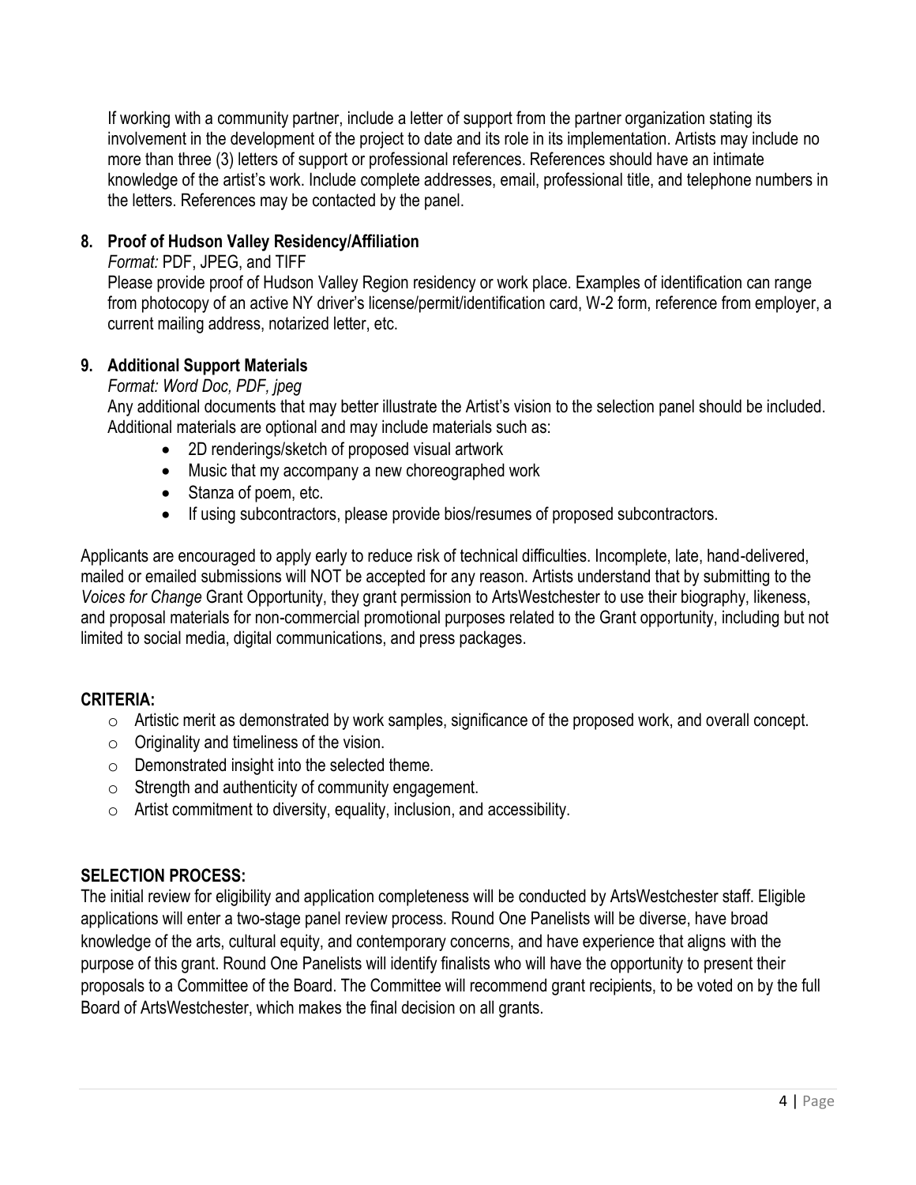If working with a community partner, include a letter of support from the partner organization stating its involvement in the development of the project to date and its role in its implementation. Artists may include no more than three (3) letters of support or professional references. References should have an intimate knowledge of the artist's work. Include complete addresses, email, professional title, and telephone numbers in the letters. References may be contacted by the panel.

8. **Proof of Hudson Valley Residency/Affiliation**

   *Format:* PDF, JPEG, and TIFF

   Please provide proof of Hudson Valley Region residency or work place. Examples of identification can range from photocopy of an active NY driver's license/permit/identification card, W-2 form, reference from employer, a current mailing address, notarized letter, etc.

9. **Additional Support Materials**

   *Format: Word Doc, PDF, jpeg*

   Any additional documents that may better illustrate the Artist's vision to the selection panel should be included. Additional materials are optional and may include materials such as:

   - 2D renderings/sketch of proposed visual artwork
   - Music that my accompany a new choreographed work
   - Stanza of poem, etc.
   - If using subcontractors, please provide bios/resumes of proposed subcontractors.

Applicants are encouraged to apply early to reduce risk of technical difficulties. Incomplete, late, hand-delivered, mailed or emailed submissions will NOT be accepted for any reason. Artists understand that by submitting to the *Voices for Change* Grant Opportunity, they grant permission to ArtsWestchester to use their biography, likeness, and proposal materials for non-commercial promotional purposes related to the Grant opportunity, including but not limited to social media, digital communications, and press packages.

## CRITERIA:

- Artistic merit as demonstrated by work samples, significance of the proposed work, and overall concept.
- Originality and timeliness of the vision.
- Demonstrated insight into the selected theme.
- Strength and authenticity of community engagement.
- Artist commitment to diversity, equality, inclusion, and accessibility.

## SELECTION PROCESS:

The initial review for eligibility and application completeness will be conducted by ArtsWestchester staff. Eligible applications will enter a two-stage panel review process. Round One Panelists will be diverse, have broad knowledge of the arts, cultural equity, and contemporary concerns, and have experience that aligns with the purpose of this grant. Round One Panelists will identify finalists who will have the opportunity to present their proposals to a Committee of the Board. The Committee will recommend grant recipients, to be voted on by the full Board of ArtsWestchester, which makes the final decision on all grants.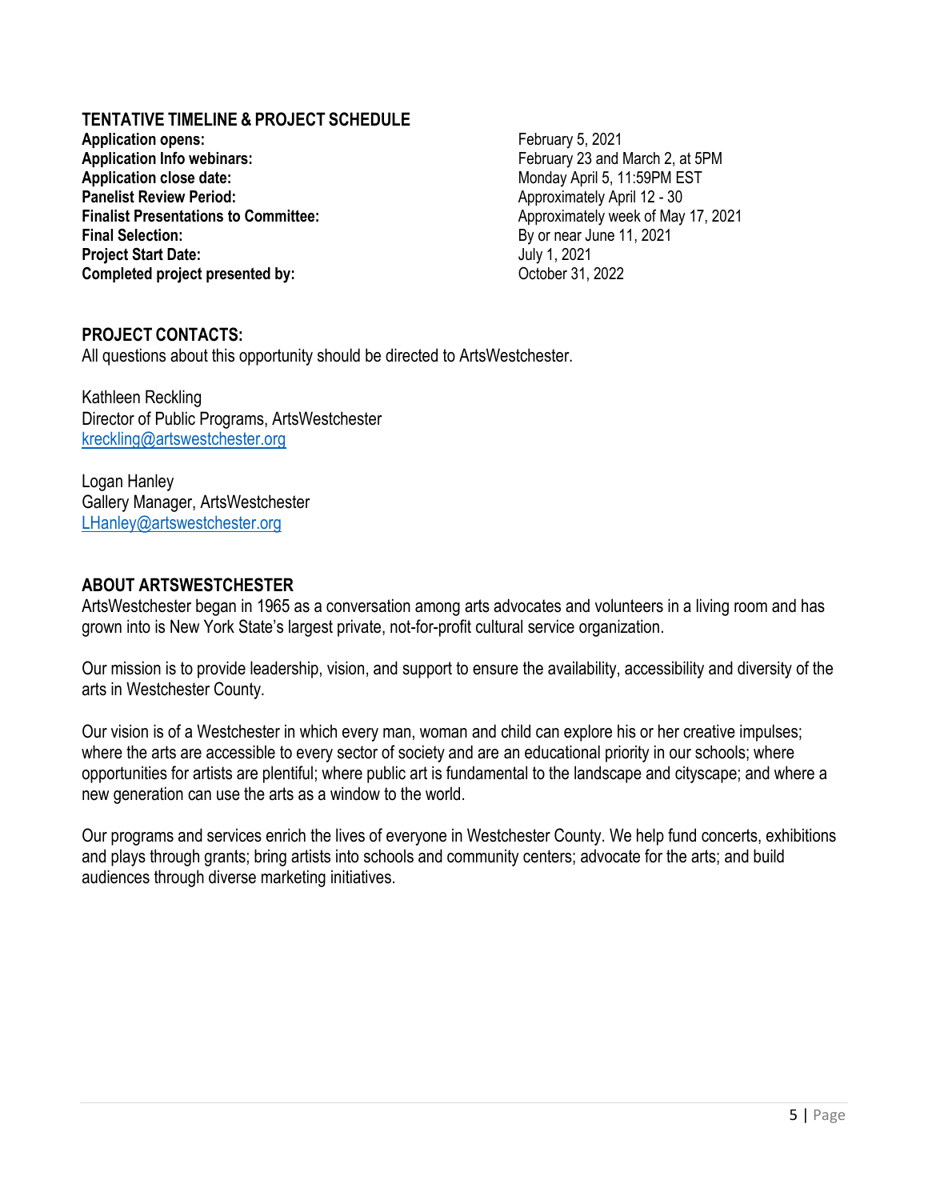## TENTATIVE TIMELINE & PROJECT SCHEDULE

| | |
|---|---|
| **Application opens:** | February 5, 2021 |
| **Application Info webinars:** | February 23 and March 2, at 5PM |
| **Application close date:** | Monday April 5, 11:59PM EST |
| **Panelist Review Period:** | Approximately April 12 - 30 |
| **Finalist Presentations to Committee:** | Approximately week of May 17, 2021 |
| **Final Selection:** | By or near June 11, 2021 |
| **Project Start Date:** | July 1, 2021 |
| **Completed project presented by:** | October 31, 2022 |

## PROJECT CONTACTS:

All questions about this opportunity should be directed to ArtsWestchester.

Kathleen Reckling
Director of Public Programs, ArtsWestchester
kreckling@artswestchester.org

Logan Hanley
Gallery Manager, ArtsWestchester
LHanley@artswestchester.org

## ABOUT ARTSWESTCHESTER

ArtsWestchester began in 1965 as a conversation among arts advocates and volunteers in a living room and has grown into is New York State's largest private, not-for-profit cultural service organization.

Our mission is to provide leadership, vision, and support to ensure the availability, accessibility and diversity of the arts in Westchester County.

Our vision is of a Westchester in which every man, woman and child can explore his or her creative impulses; where the arts are accessible to every sector of society and are an educational priority in our schools; where opportunities for artists are plentiful; where public art is fundamental to the landscape and cityscape; and where a new generation can use the arts as a window to the world.

Our programs and services enrich the lives of everyone in Westchester County. We help fund concerts, exhibitions and plays through grants; bring artists into schools and community centers; advocate for the arts; and build audiences through diverse marketing initiatives.